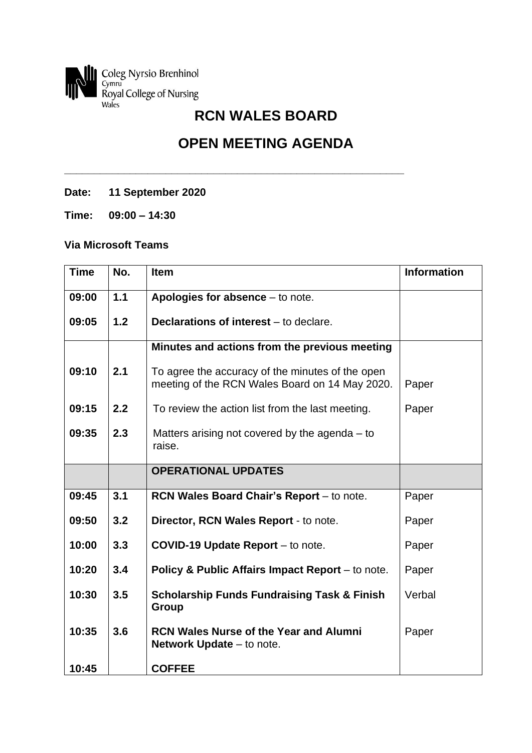Coleg Nyrsio Brenhinol Cymru
Royal College of Nursing Wales

# RCN WALES BOARD

# OPEN MEETING AGENDA

---

**Date:** **11 September 2020**

**Time:** **09:00 – 14:30**

**Via Microsoft Teams**

| Time | No. | Item | Information |
|---|---|---|---|
| **09:00** | **1.1** | **Apologies for absence** – to note. | |
| **09:05** | **1.2** | **Declarations of interest** – to declare. | |
| | | **Minutes and actions from the previous meeting** | |
| **09:10** | **2.1** | To agree the accuracy of the minutes of the open meeting of the RCN Wales Board on 14 May 2020. | Paper |
| **09:15** | **2.2** | To review the action list from the last meeting. | Paper |
| **09:35** | **2.3** | Matters arising not covered by the agenda – to raise. | |
| | | **OPERATIONAL UPDATES** | |
| **09:45** | **3.1** | **RCN Wales Board Chair's Report** – to note. | Paper |
| **09:50** | **3.2** | **Director, RCN Wales Report** - to note. | Paper |
| **10:00** | **3.3** | **COVID-19 Update Report** – to note. | Paper |
| **10:20** | **3.4** | **Policy & Public Affairs Impact Report** – to note. | Paper |
| **10:30** | **3.5** | **Scholarship Funds Fundraising Task & Finish Group** | Verbal |
| **10:35** | **3.6** | **RCN Wales Nurse of the Year and Alumni Network Update** – to note. | Paper |
| **10:45** | | **COFFEE** | |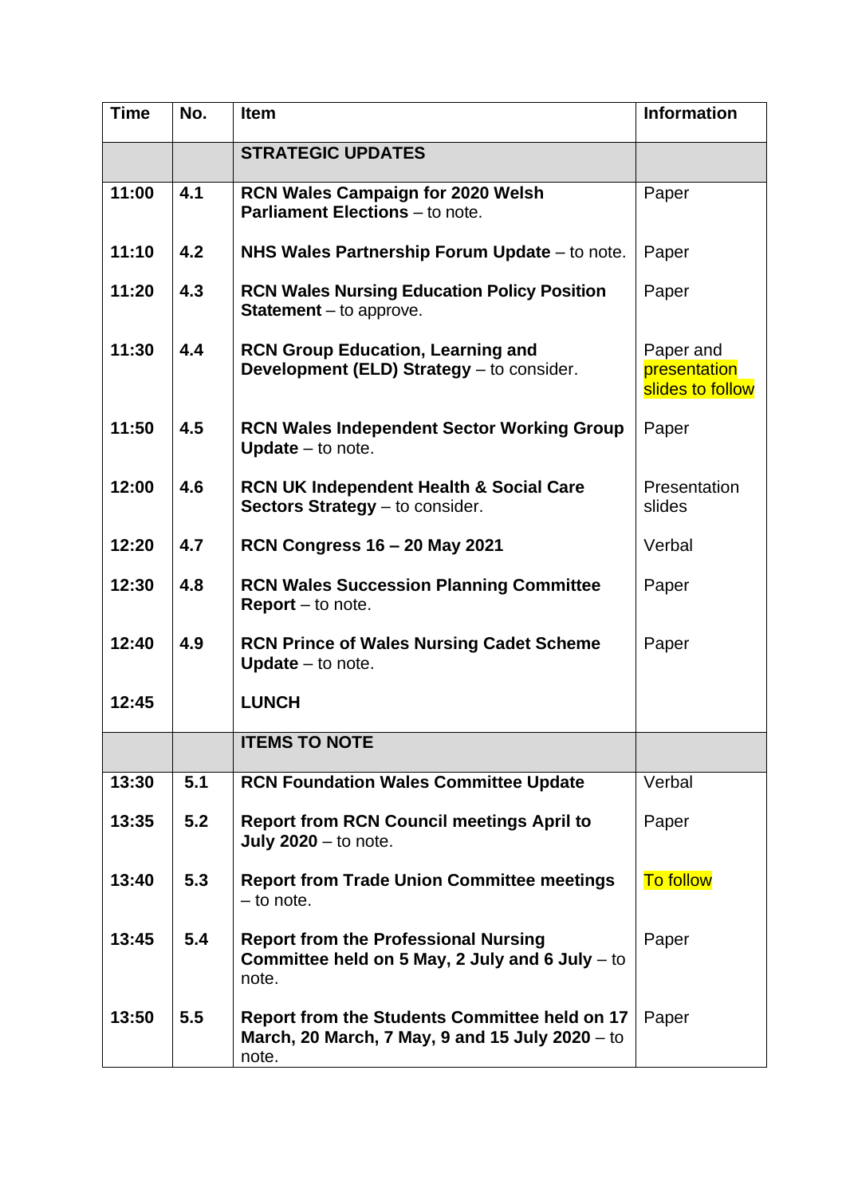| Time | No. | Item | Information |
|---|---|---|---|
| | | **STRATEGIC UPDATES** | |
| **11:00** | **4.1** | **RCN Wales Campaign for 2020 Welsh Parliament Elections** – to note. | Paper |
| **11:10** | **4.2** | **NHS Wales Partnership Forum Update** – to note. | Paper |
| **11:20** | **4.3** | **RCN Wales Nursing Education Policy Position Statement** – to approve. | Paper |
| **11:30** | **4.4** | **RCN Group Education, Learning and Development (ELD) Strategy** – to consider. | Paper and presentation slides to follow |
| **11:50** | **4.5** | **RCN Wales Independent Sector Working Group Update** – to note. | Paper |
| **12:00** | **4.6** | **RCN UK Independent Health & Social Care Sectors Strategy** – to consider. | Presentation slides |
| **12:20** | **4.7** | **RCN Congress 16 – 20 May 2021** | Verbal |
| **12:30** | **4.8** | **RCN Wales Succession Planning Committee Report** – to note. | Paper |
| **12:40** | **4.9** | **RCN Prince of Wales Nursing Cadet Scheme Update** – to note. | Paper |
| **12:45** | | **LUNCH** | |
| | | **ITEMS TO NOTE** | |
| **13:30** | **5.1** | **RCN Foundation Wales Committee Update** | Verbal |
| **13:35** | **5.2** | **Report from RCN Council meetings April to July 2020** – to note. | Paper |
| **13:40** | **5.3** | **Report from Trade Union Committee meetings** – to note. | To follow |
| **13:45** | **5.4** | **Report from the Professional Nursing Committee held on 5 May, 2 July and 6 July** – to note. | Paper |
| **13:50** | **5.5** | **Report from the Students Committee held on 17 March, 20 March, 7 May, 9 and 15 July 2020** – to note. | Paper |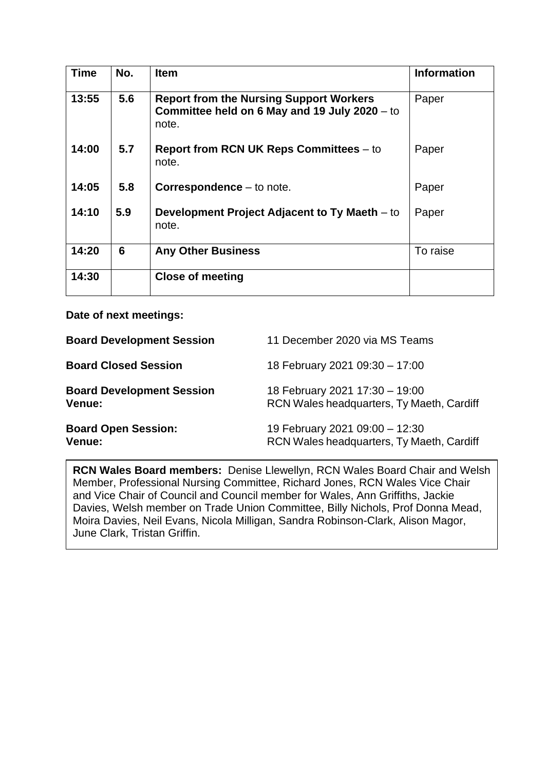| Time | No. | Item | Information |
|---|---|---|---|
| 13:55 | 5.6 | **Report from the Nursing Support Workers Committee held on 6 May and 19 July 2020** – to note. | Paper |
| 14:00 | 5.7 | **Report from RCN UK Reps Committees** – to note. | Paper |
| 14:05 | 5.8 | **Correspondence** – to note. | Paper |
| 14:10 | 5.9 | **Development Project Adjacent to Ty Maeth** – to note. | Paper |
| 14:20 | 6 | **Any Other Business** | To raise |
| 14:30 | | **Close of meeting** | |

**Date of next meetings:**

**Board Development Session** 11 December 2020 via MS Teams

**Board Closed Session** 18 February 2021 09:30 – 17:00

**Board Development Session** 18 February 2021 17:30 – 19:00
**Venue:** RCN Wales headquarters, Ty Maeth, Cardiff

**Board Open Session:** 19 February 2021 09:00 – 12:30
**Venue:** RCN Wales headquarters, Ty Maeth, Cardiff

**RCN Wales Board members:** Denise Llewellyn, RCN Wales Board Chair and Welsh Member, Professional Nursing Committee, Richard Jones, RCN Wales Vice Chair and Vice Chair of Council and Council member for Wales, Ann Griffiths, Jackie Davies, Welsh member on Trade Union Committee, Billy Nichols, Prof Donna Mead, Moira Davies, Neil Evans, Nicola Milligan, Sandra Robinson-Clark, Alison Magor, June Clark, Tristan Griffin.